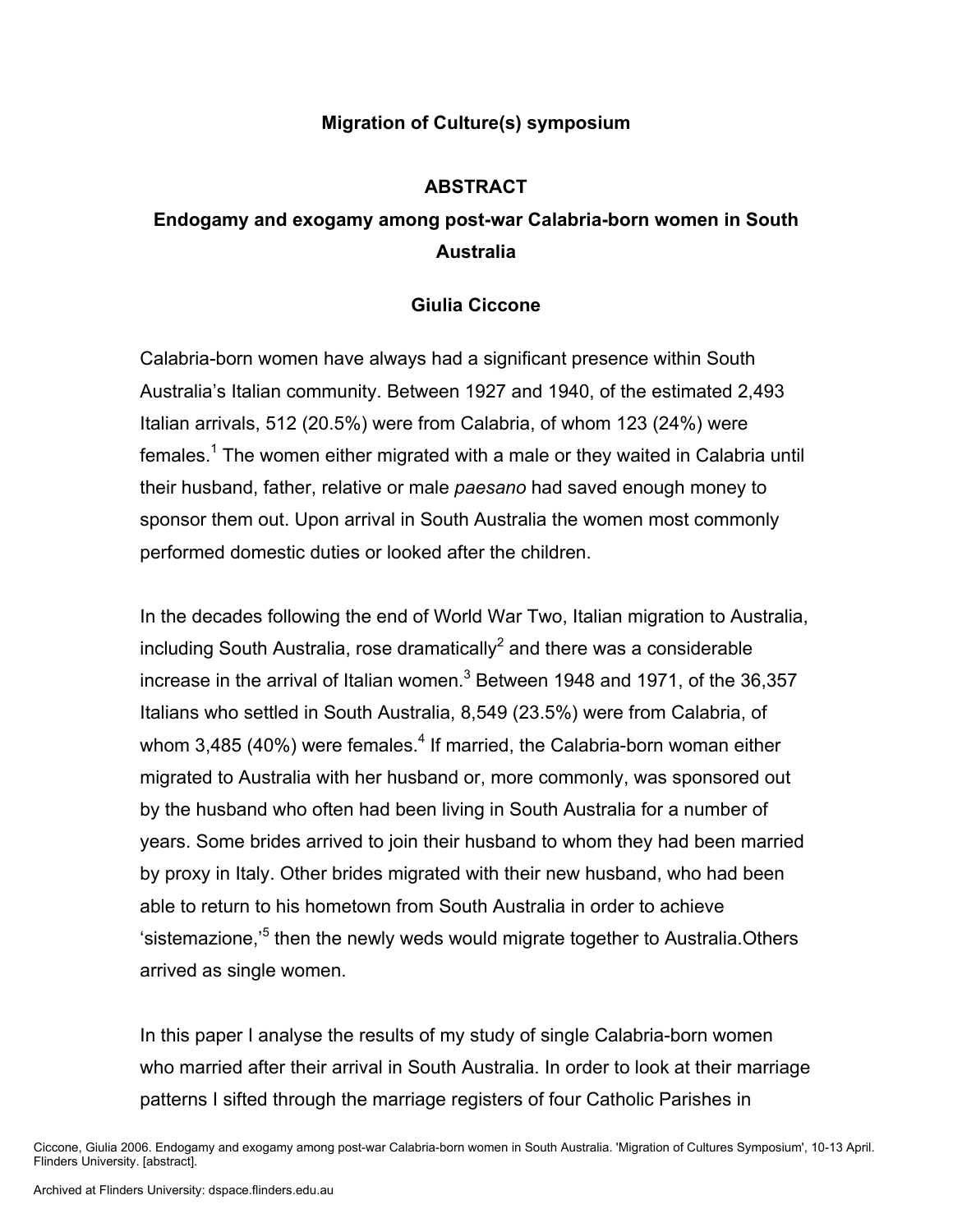**Migration of Culture(s) symposium**

# ABSTRACT

## Endogamy and exogamy among post-war Calabria-born women in South Australia

**Giulia Ciccone**

Calabria-born women have always had a significant presence within South Australia's Italian community. Between 1927 and 1940, of the estimated 2,493 Italian arrivals, 512 (20.5%) were from Calabria, of whom 123 (24%) were females.[1] The women either migrated with a male or they waited in Calabria until their husband, father, relative or male *paesano* had saved enough money to sponsor them out. Upon arrival in South Australia the women most commonly performed domestic duties or looked after the children.

In the decades following the end of World War Two, Italian migration to Australia, including South Australia, rose dramatically[2] and there was a considerable increase in the arrival of Italian women.[3] Between 1948 and 1971, of the 36,357 Italians who settled in South Australia, 8,549 (23.5%) were from Calabria, of whom 3,485 (40%) were females.[4] If married, the Calabria-born woman either migrated to Australia with her husband or, more commonly, was sponsored out by the husband who often had been living in South Australia for a number of years. Some brides arrived to join their husband to whom they had been married by proxy in Italy. Other brides migrated with their new husband, who had been able to return to his hometown from South Australia in order to achieve 'sistemazione,'[5] then the newly weds would migrate together to Australia.Others arrived as single women.

In this paper I analyse the results of my study of single Calabria-born women who married after their arrival in South Australia. In order to look at their marriage patterns I sifted through the marriage registers of four Catholic Parishes in

Ciccone, Giulia 2006. Endogamy and exogamy among post-war Calabria-born women in South Australia. 'Migration of Cultures Symposium', 10-13 April. Flinders University. [abstract].

Archived at Flinders University: dspace.flinders.edu.au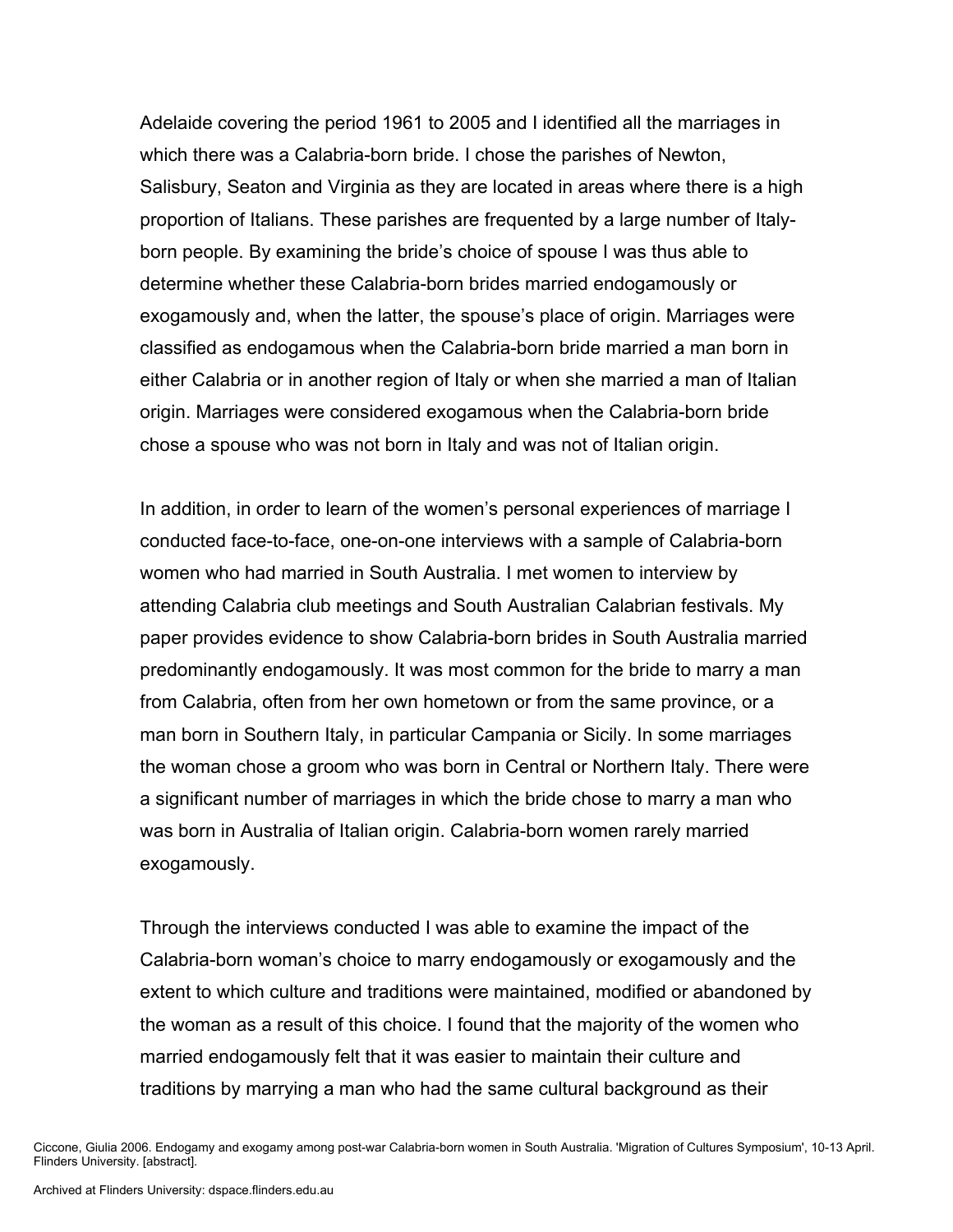Adelaide covering the period 1961 to 2005 and I identified all the marriages in which there was a Calabria-born bride. I chose the parishes of Newton, Salisbury, Seaton and Virginia as they are located in areas where there is a high proportion of Italians. These parishes are frequented by a large number of Italy-born people. By examining the bride's choice of spouse I was thus able to determine whether these Calabria-born brides married endogamously or exogamously and, when the latter, the spouse's place of origin. Marriages were classified as endogamous when the Calabria-born bride married a man born in either Calabria or in another region of Italy or when she married a man of Italian origin. Marriages were considered exogamous when the Calabria-born bride chose a spouse who was not born in Italy and was not of Italian origin.

In addition, in order to learn of the women's personal experiences of marriage I conducted face-to-face, one-on-one interviews with a sample of Calabria-born women who had married in South Australia. I met women to interview by attending Calabria club meetings and South Australian Calabrian festivals. My paper provides evidence to show Calabria-born brides in South Australia married predominantly endogamously. It was most common for the bride to marry a man from Calabria, often from her own hometown or from the same province, or a man born in Southern Italy, in particular Campania or Sicily. In some marriages the woman chose a groom who was born in Central or Northern Italy. There were a significant number of marriages in which the bride chose to marry a man who was born in Australia of Italian origin. Calabria-born women rarely married exogamously.

Through the interviews conducted I was able to examine the impact of the Calabria-born woman's choice to marry endogamously or exogamously and the extent to which culture and traditions were maintained, modified or abandoned by the woman as a result of this choice. I found that the majority of the women who married endogamously felt that it was easier to maintain their culture and traditions by marrying a man who had the same cultural background as their

Ciccone, Giulia 2006. Endogamy and exogamy among post-war Calabria-born women in South Australia. 'Migration of Cultures Symposium', 10-13 April. Flinders University. [abstract].

Archived at Flinders University: dspace.flinders.edu.au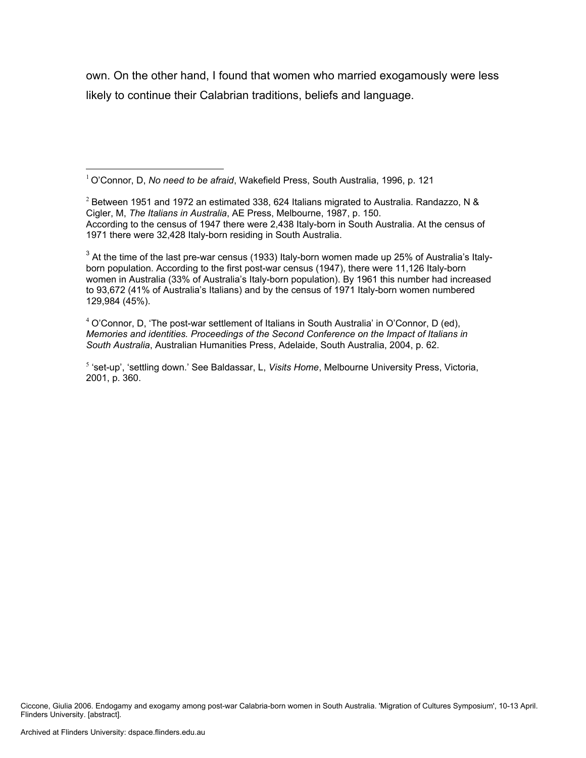own. On the other hand, I found that women who married exogamously were less likely to continue their Calabrian traditions, beliefs and language.

---

[1] O'Connor, D, *No need to be afraid*, Wakefield Press, South Australia, 1996, p. 121

[2] Between 1951 and 1972 an estimated 338, 624 Italians migrated to Australia. Randazzo, N & Cigler, M, *The Italians in Australia*, AE Press, Melbourne, 1987, p. 150.
According to the census of 1947 there were 2,438 Italy-born in South Australia. At the census of 1971 there were 32,428 Italy-born residing in South Australia.

[3] At the time of the last pre-war census (1933) Italy-born women made up 25% of Australia's Italy-born population. According to the first post-war census (1947), there were 11,126 Italy-born women in Australia (33% of Australia's Italy-born population). By 1961 this number had increased to 93,672 (41% of Australia's Italians) and by the census of 1971 Italy-born women numbered 129,984 (45%).

[4] O'Connor, D, 'The post-war settlement of Italians in South Australia' in O'Connor, D (ed), *Memories and identities. Proceedings of the Second Conference on the Impact of Italians in South Australia*, Australian Humanities Press, Adelaide, South Australia, 2004, p. 62.

[5] 'set-up', 'settling down.' See Baldassar, L, *Visits Home*, Melbourne University Press, Victoria, 2001, p. 360.